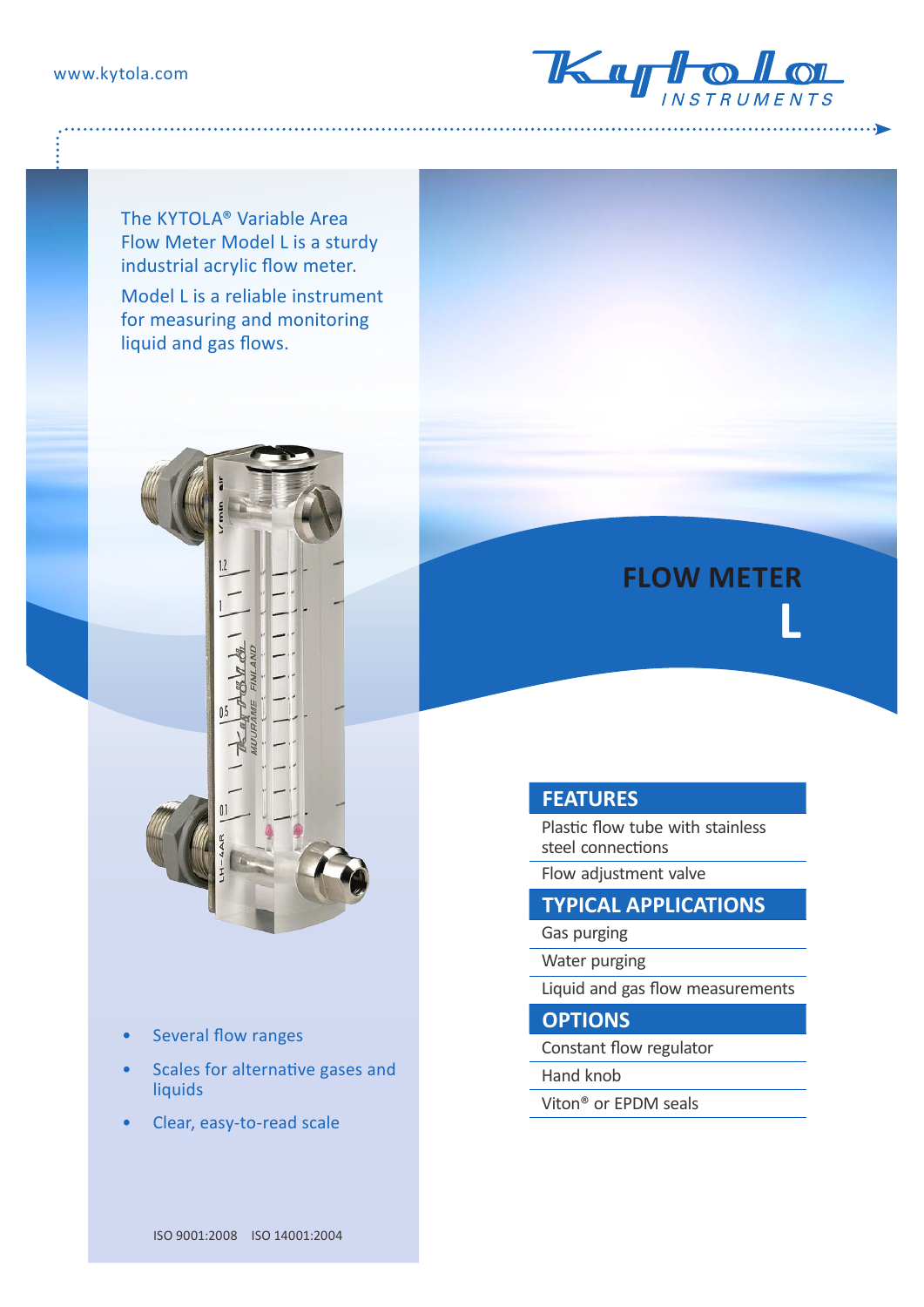www.kytola.com

The KYTOLA® Variable Area Flow Meter Model L is a sturdy industrial acrylic flow meter.

Model L is a reliable instrument for measuring and monitoring liquid and gas flows.

# FLOW METER L

## FEATURES

- Plastic flow tube with stainless steel connections
- Flow adjustment valve

## TYPICAL APPLICATIONS

- Gas purging
- Water purging
- Liquid and gas flow measurements

## OPTIONS

- Constant flow regulator
- Hand knob
- Viton® or EPDM seals

- Several flow ranges
- Scales for alternative gases and liquids
- Clear, easy-to-read scale

ISO 9001:2008 ISO 14001:2004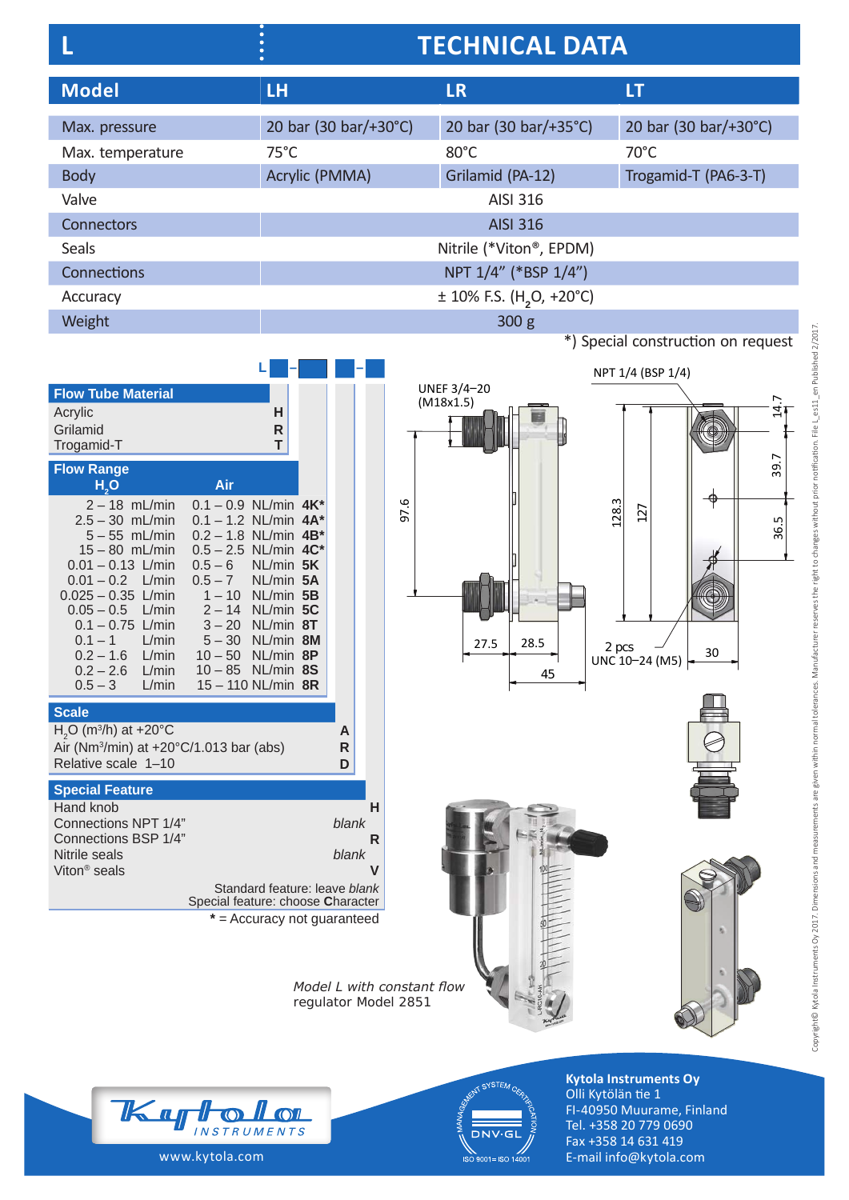# L — TECHNICAL DATA

| Model | LH | LR | LT |
|---|---|---|---|
| Max. pressure | 20 bar (30 bar/+30°C) | 20 bar (30 bar/+35°C) | 20 bar (30 bar/+30°C) |
| Max. temperature | 75°C | 80°C | 70°C |
| Body | Acrylic (PMMA) | Grilamid (PA-12) | Trogamid-T (PA6-3-T) |
| Valve | AISI 316 | | |
| Connectors | AISI 316 | | |
| Seals | Nitrile (*Viton®, EPDM) | | |
| Connections | NPT 1/4" (*BSP 1/4") | | |
| Accuracy | ± 10% F.S. ($H_2O$, +20°C) | | |
| Weight | 300 g | | |

*) Special construction on request

L ▢ - ▢ ▢ - ▢

**Flow Tube Material**

| | |
|---|---|
| Acrylic | H |
| Grilamid | R |
| Trogamid-T | T |

**Flow Range**

| $H_2O$ | Air | |
|---|---|---|
| 2 – 18 mL/min | 0.1 – 0.9 NL/min | 4K* |
| 2.5 – 30 mL/min | 0.1 – 1.2 NL/min | 4A* |
| 5 – 55 mL/min | 0.2 – 1.8 NL/min | 4B* |
| 15 – 80 mL/min | 0.5 – 2.5 NL/min | 4C* |
| 0.01 – 0.13 L/min | 0.5 – 6 NL/min | 5K |
| 0.01 – 0.2 L/min | 0.5 – 7 NL/min | 5A |
| 0.025 – 0.35 L/min | 1 – 10 NL/min | 5B |
| 0.05 – 0.5 L/min | 2 – 14 NL/min | 5C |
| 0.1 – 0.75 L/min | 3 – 20 NL/min | 8T |
| 0.1 – 1 L/min | 5 – 30 NL/min | 8M |
| 0.2 – 1.6 L/min | 10 – 50 NL/min | 8P |
| 0.2 – 2.6 L/min | 10 – 85 NL/min | 8S |
| 0.5 – 3 L/min | 15 – 110 NL/min | 8R |

**Scale**

| | |
|---|---|
| $H_2O$ ($m^3$/h) at +20°C | A |
| Air ($Nm^3$/min) at +20°C/1.013 bar (abs) | R |
| Relative scale 1–10 | D |

**Special Feature**

| | |
|---|---|
| Hand knob | H |
| Connections NPT 1/4" | *blank* |
| Connections BSP 1/4" | R |
| Nitrile seals | *blank* |
| Viton® seals | V |

Standard feature: leave *blank*
Special feature: choose **C**haracter

**\*** = Accuracy not guaranteed

UNEF 3/4–20
(M18x1.5)
97.6
27.5
28.5
45
NPT 1/4 (BSP 1/4)
14.7
39.7
36.5
128.3
127
2 pcs
UNC 10–24 (M5)
30

*Model L with constant flow*
regulator Model 2851

**Kytola Instruments Oy**
Olli Kytölän tie 1
FI-40950 Muurame, Finland
Tel. +358 20 779 0690
Fax +358 14 631 419
E-mail info@kytola.com

www.kytola.com

ISO 9001 ISO 14001

Copyright© Kytola Instruments Oy 2017. Dimensions and measurements are given within normal tolerances. Manufacturer reserves the right to changes without prior notification. File L_es11_en Published 2/2017.